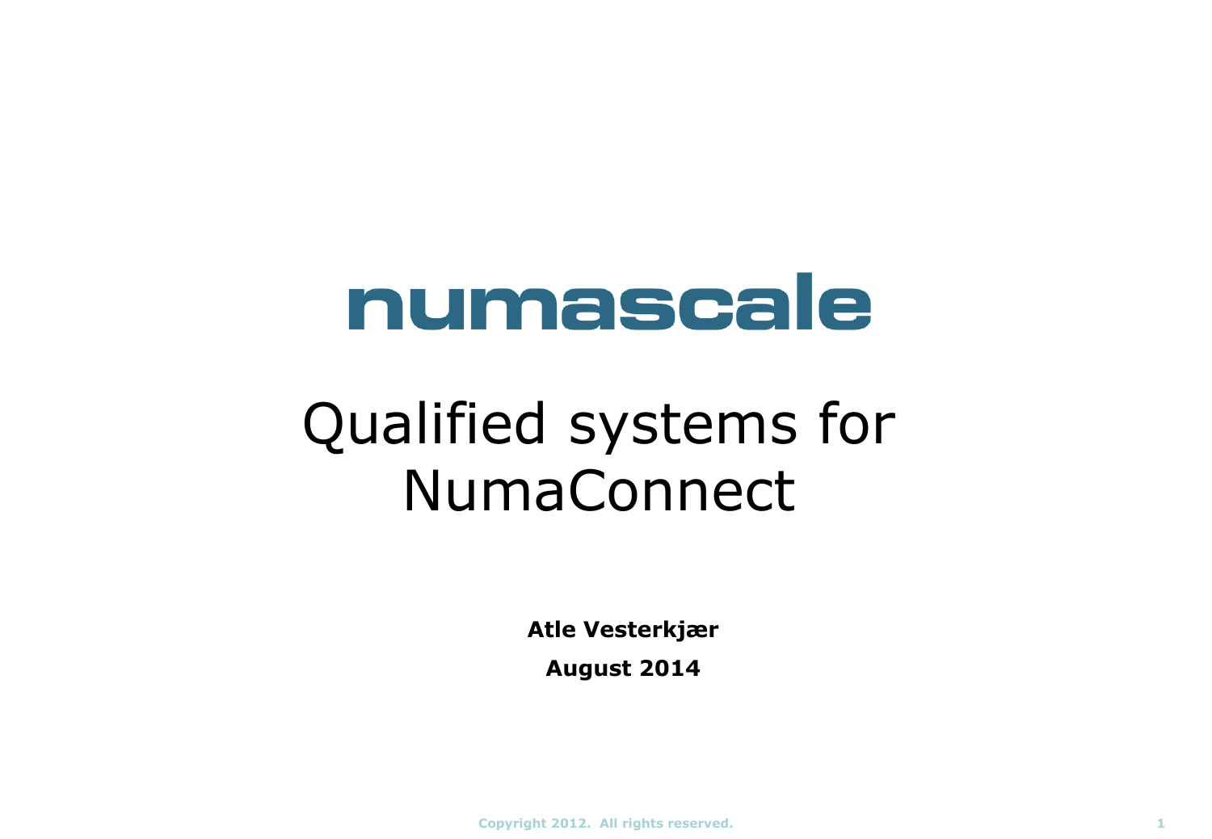numascale

# Qualified systems for NumaConnect

**Atle Vesterkjær**

**August 2014**

Copyright 2012. All rights reserved.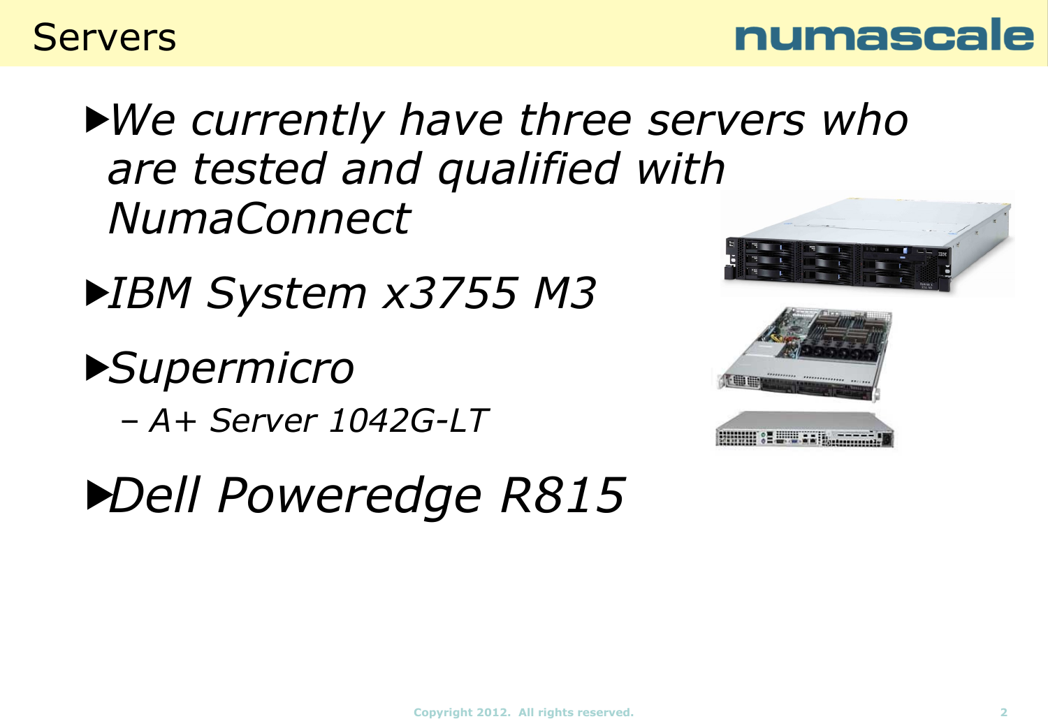# Servers

- *We currently have three servers who are tested and qualified with NumaConnect*
- *IBM System x3755 M3*
- *Supermicro*
  - *A+ Server 1042G-LT*
- *Dell Poweredge R815*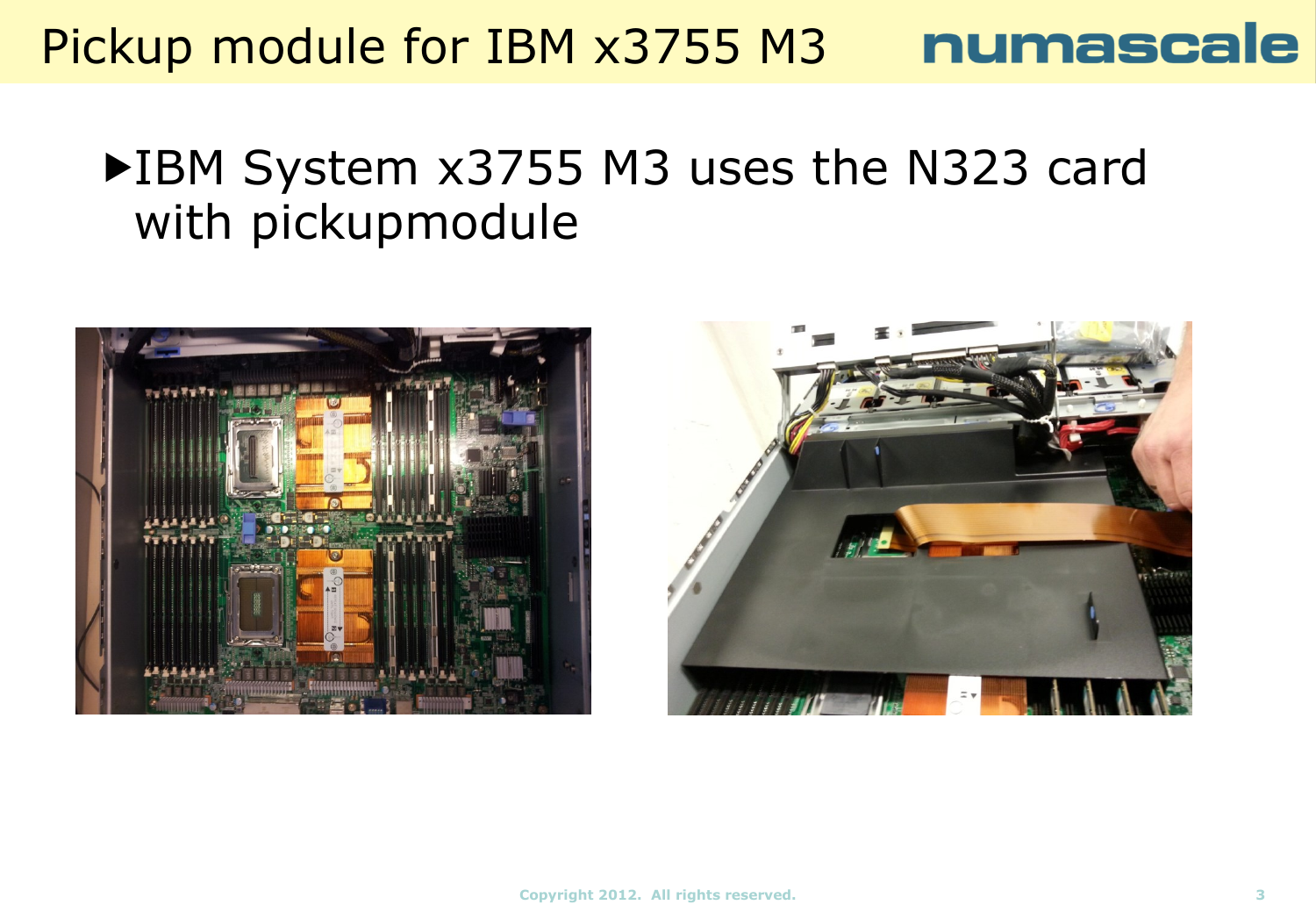# Pickup module for IBM x3755 M3

- IBM System x3755 M3 uses the N323 card with pickupmodule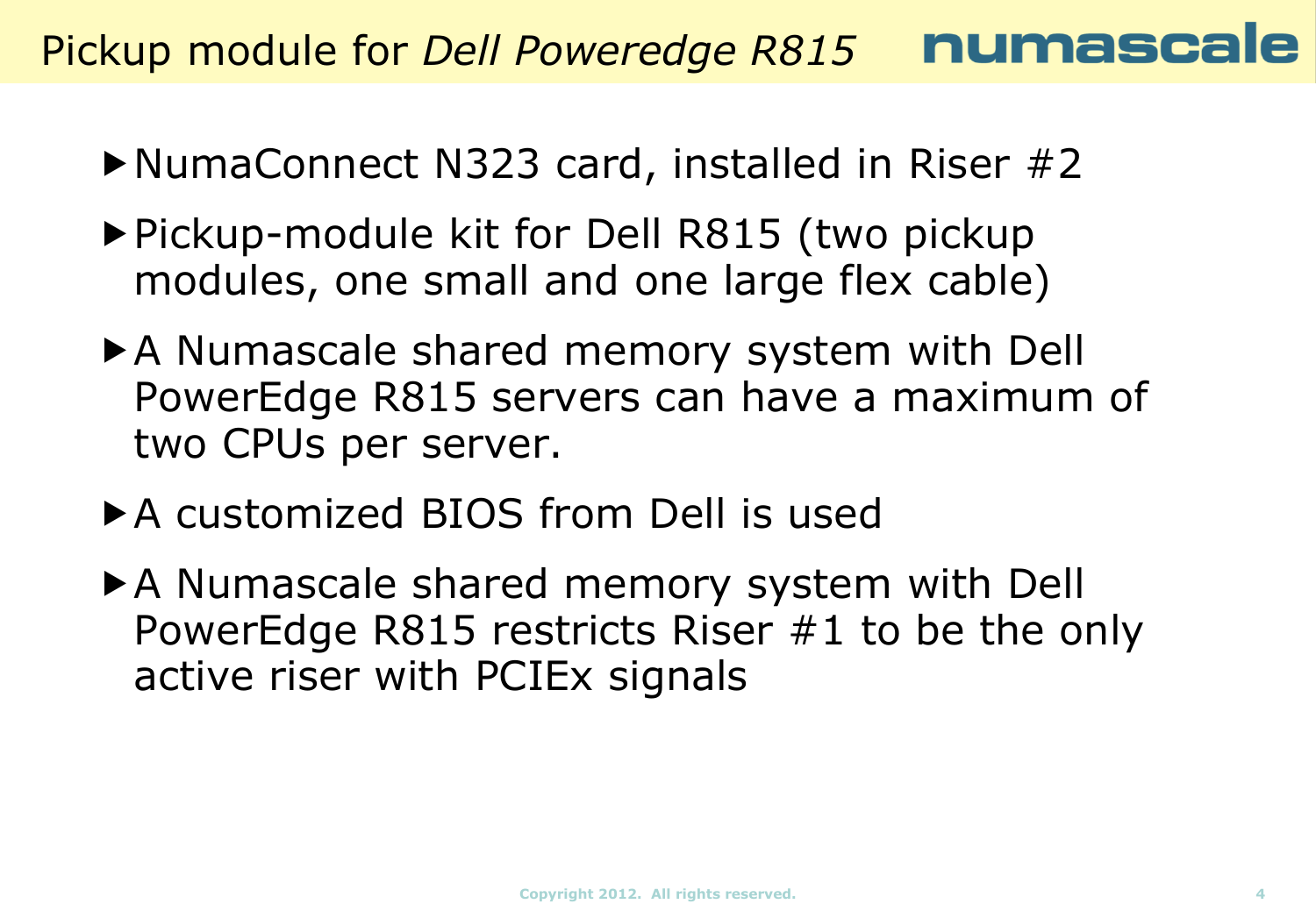# Pickup module for *Dell Poweredge R815*

- NumaConnect N323 card, installed in Riser #2
- Pickup-module kit for Dell R815 (two pickup modules, one small and one large flex cable)
- A Numascale shared memory system with Dell PowerEdge R815 servers can have a maximum of two CPUs per server.
- A customized BIOS from Dell is used
- A Numascale shared memory system with Dell PowerEdge R815 restricts Riser #1 to be the only active riser with PCIEx signals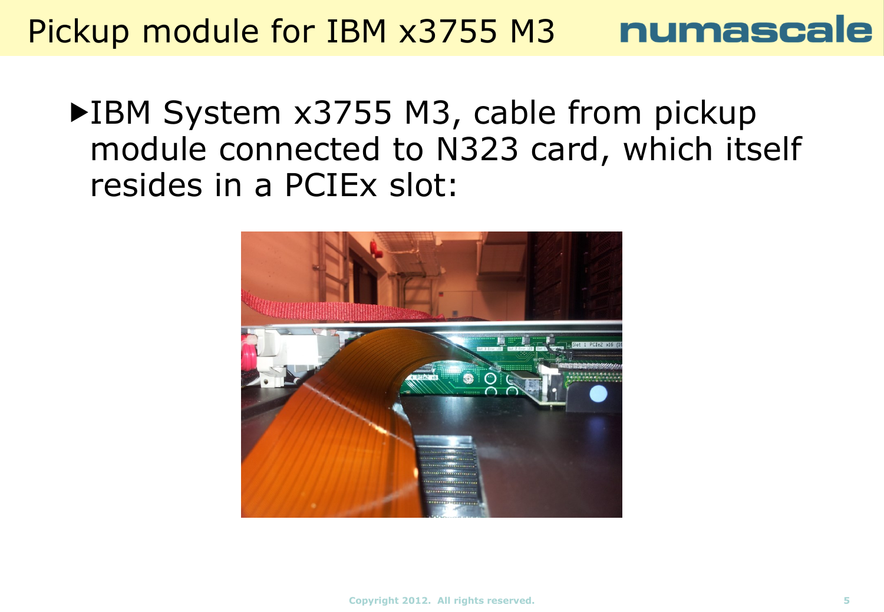# Pickup module for IBM x3755 M3

- IBM System x3755 M3, cable from pickup module connected to N323 card, which itself resides in a PCIEx slot: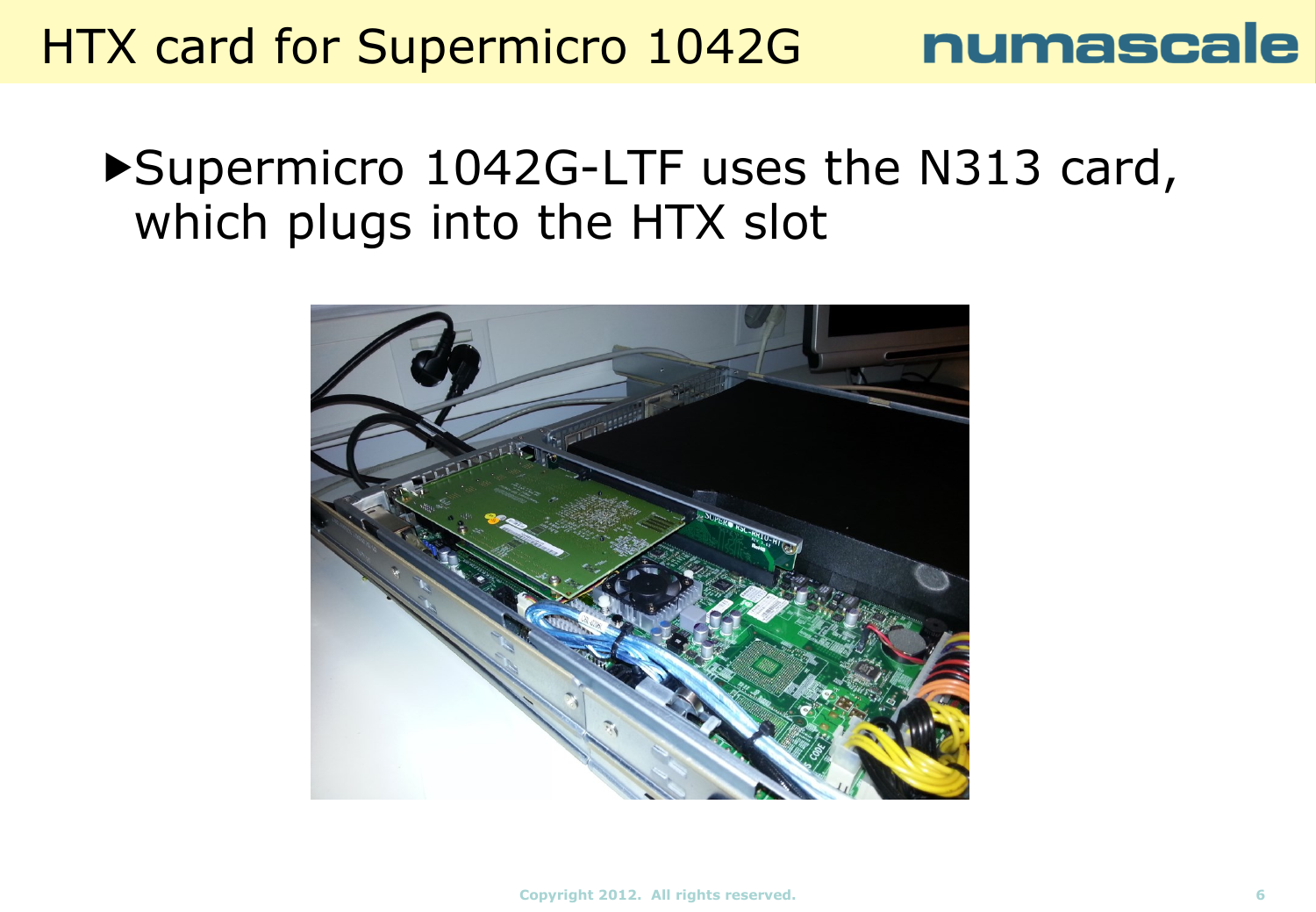# HTX card for Supermicro 1042G

- Supermicro 1042G-LTF uses the N313 card, which plugs into the HTX slot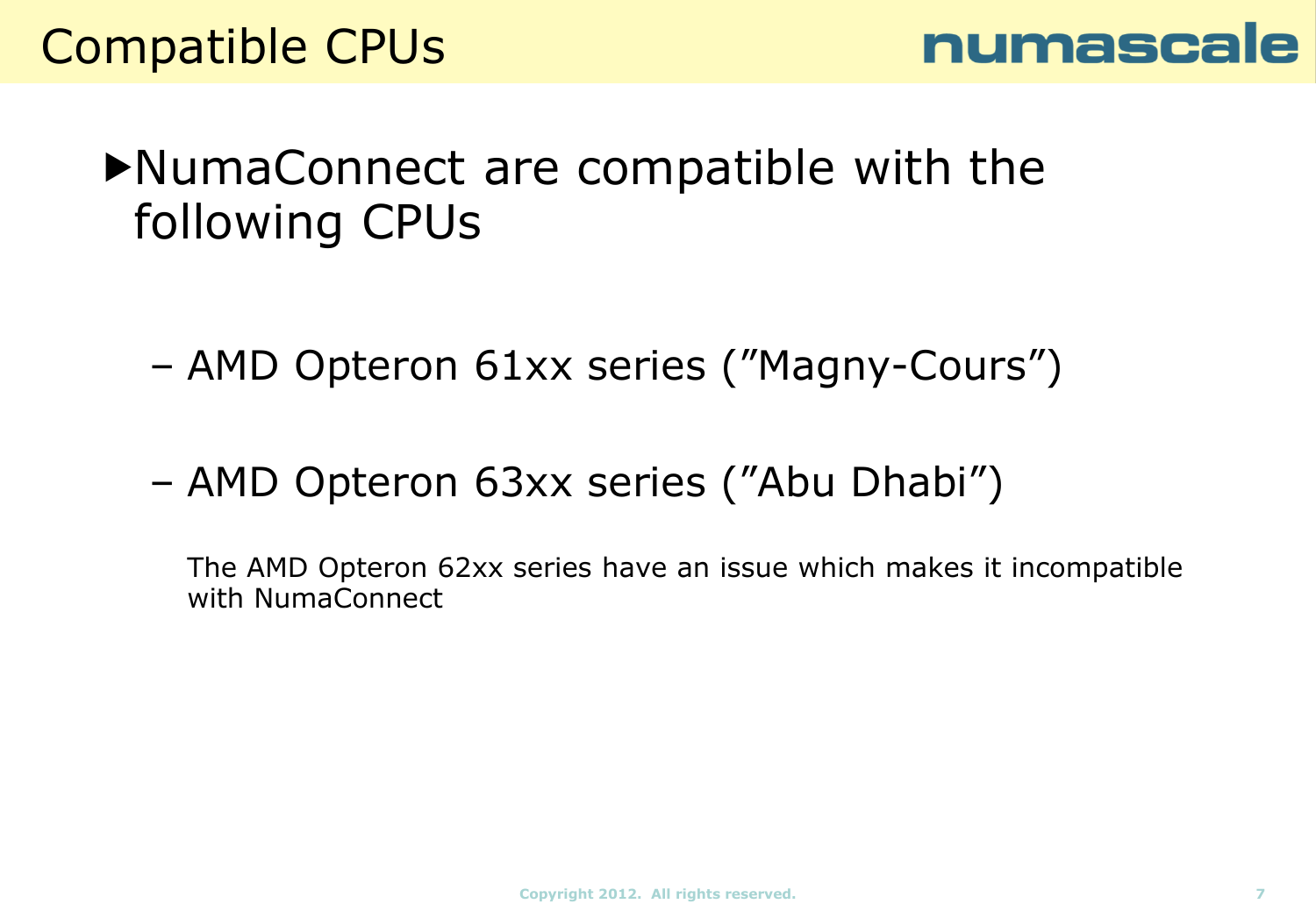# Compatible CPUs

- NumaConnect are compatible with the following CPUs

  – AMD Opteron 61xx series (”Magny-Cours”)

  – AMD Opteron 63xx series (”Abu Dhabi”)

  The AMD Opteron 62xx series have an issue which makes it incompatible with NumaConnect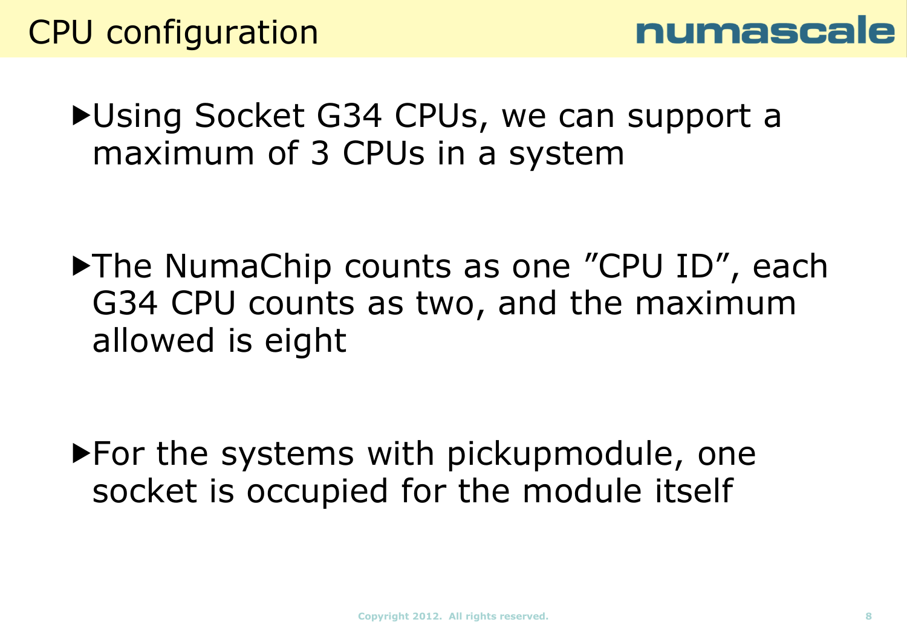# CPU configuration

- Using Socket G34 CPUs, we can support a maximum of 3 CPUs in a system

- The NumaChip counts as one ”CPU ID”, each G34 CPU counts as two, and the maximum allowed is eight

- For the systems with pickupmodule, one socket is occupied for the module itself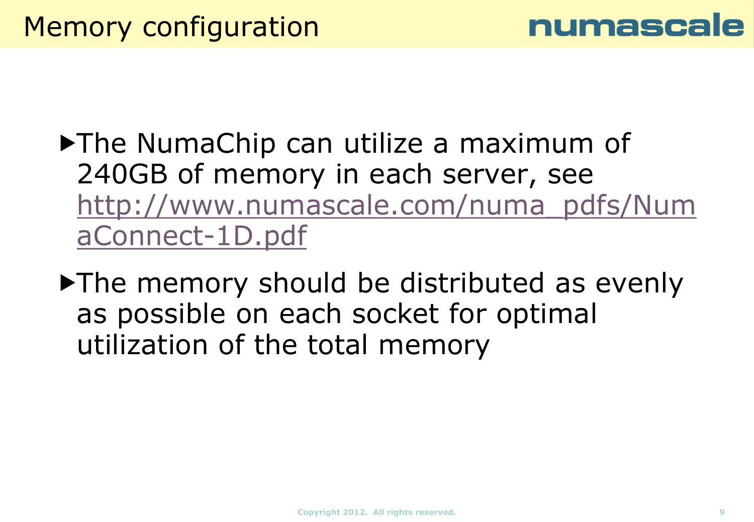# Memory configuration

- The NumaChip can utilize a maximum of 240GB of memory in each server, see http://www.numascale.com/numa_pdfs/NumaConnect-1D.pdf
- The memory should be distributed as evenly as possible on each socket for optimal utilization of the total memory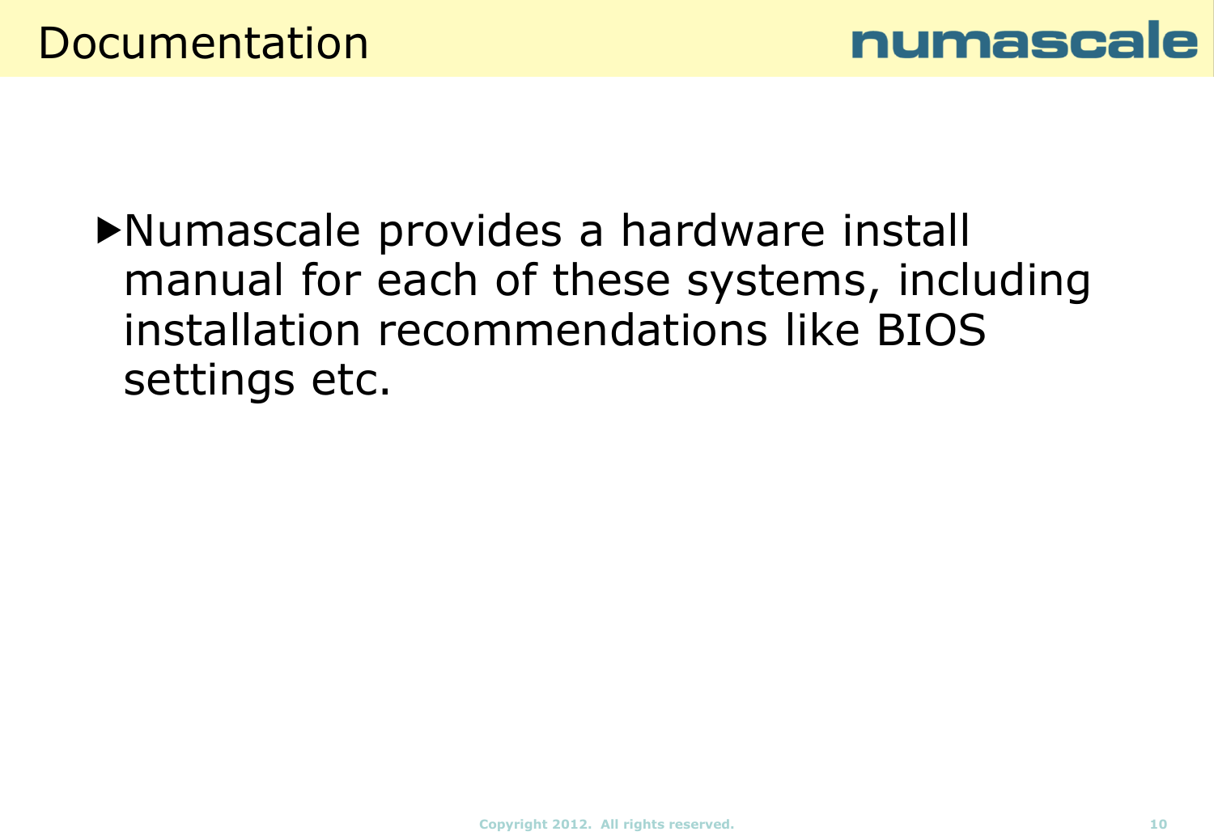# Documentation

- Numascale provides a hardware install manual for each of these systems, including installation recommendations like BIOS settings etc.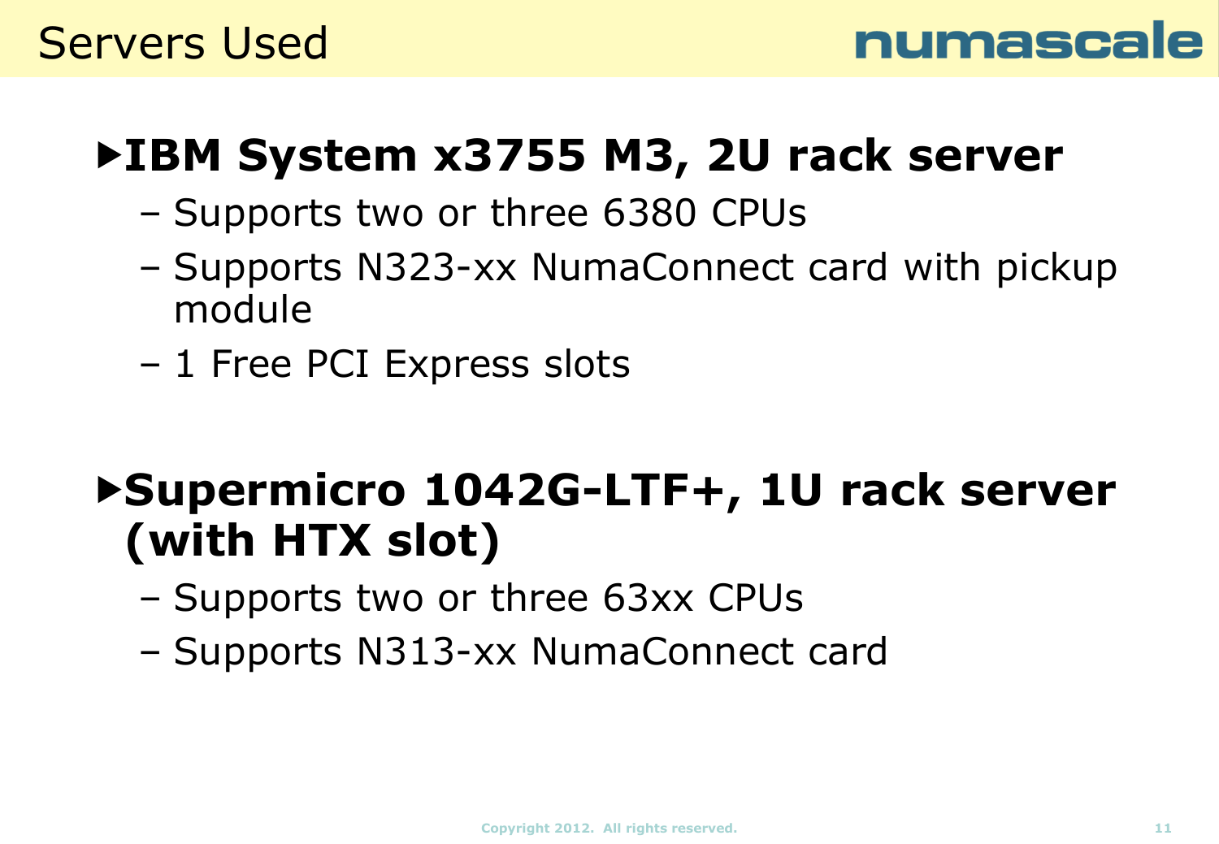# Servers Used

- **IBM System x3755 M3, 2U rack server**
  - Supports two or three 6380 CPUs
  - Supports N323-xx NumaConnect card with pickup module
  - 1 Free PCI Express slots

- **Supermicro 1042G-LTF+, 1U rack server (with HTX slot)**
  - Supports two or three 63xx CPUs
  - Supports N313-xx NumaConnect card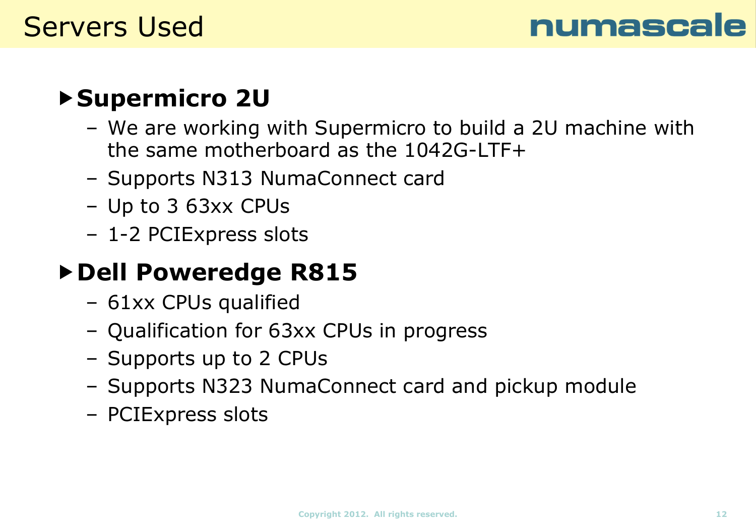# Servers Used

- **Supermicro 2U**
  - We are working with Supermicro to build a 2U machine with the same motherboard as the 1042G-LTF+
  - Supports N313 NumaConnect card
  - Up to 3 63xx CPUs
  - 1-2 PCIExpress slots
- **Dell Poweredge R815**
  - 61xx CPUs qualified
  - Qualification for 63xx CPUs in progress
  - Supports up to 2 CPUs
  - Supports N323 NumaConnect card and pickup module
  - PCIExpress slots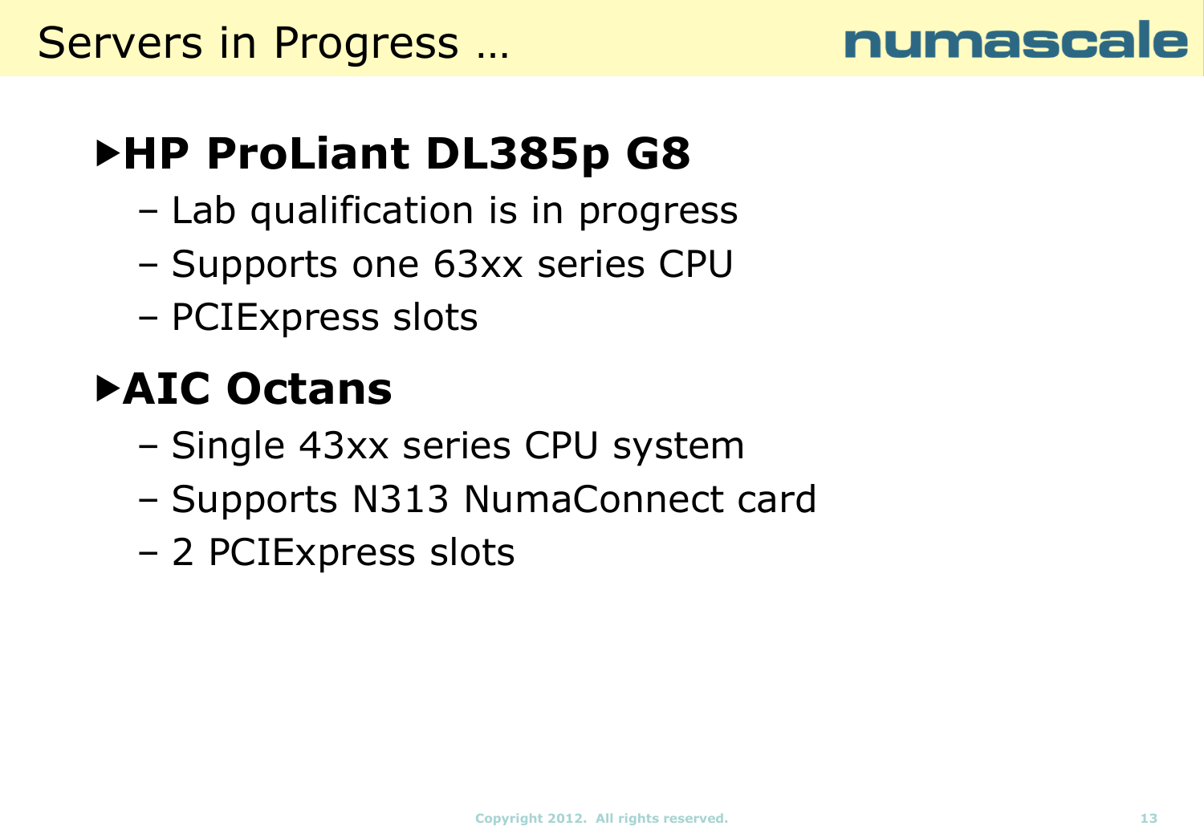# Servers in Progress …

## HP ProLiant DL385p G8

- Lab qualification is in progress
- Supports one 63xx series CPU
- PCIExpress slots

## AIC Octans

- Single 43xx series CPU system
- Supports N313 NumaConnect card
- 2 PCIExpress slots